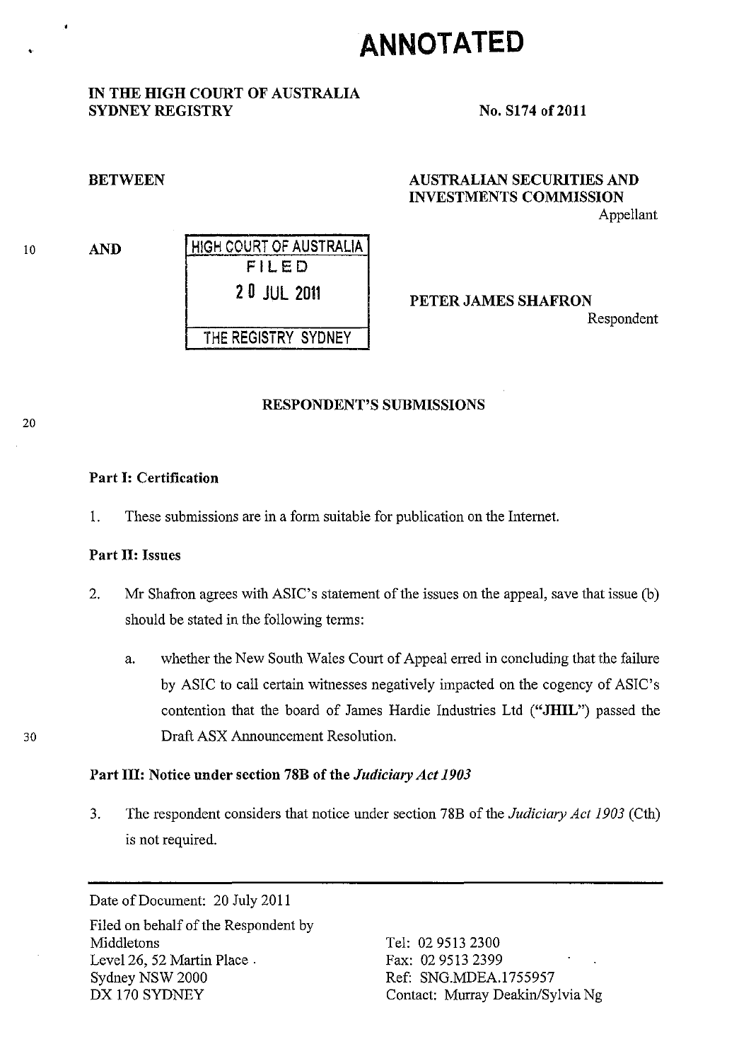# ANNOTATED

**IN THE HIGH COURT OF AUSTRALIA**
**SYDNEY REGISTRY**

**No. S174 of 2011**

**BETWEEN**

**AUSTRALIAN SECURITIES AND INVESTMENTS COMMISSION**
Appellant

**AND**

HIGH COURT OF AUSTRALIA
FILED
20 JUL 2011
THE REGISTRY SYDNEY

**PETER JAMES SHAFRON**
Respondent

## RESPONDENT'S SUBMISSIONS

### Part I: Certification

1. These submissions are in a form suitable for publication on the Internet.

### Part II: Issues

2. Mr Shafron agrees with ASIC's statement of the issues on the appeal, save that issue (b) should be stated in the following terms:

   a. whether the New South Wales Court of Appeal erred in concluding that the failure by ASIC to call certain witnesses negatively impacted on the cogency of ASIC's contention that the board of James Hardie Industries Ltd (**"JHIL"**) passed the Draft ASX Announcement Resolution.

### Part III: Notice under section 78B of the *Judiciary Act 1903*

3. The respondent considers that notice under section 78B of the *Judiciary Act 1903* (Cth) is not required.

---

Date of Document: 20 July 2011

Filed on behalf of the Respondent by
Middletons
Level 26, 52 Martin Place
Sydney NSW 2000
DX 170 SYDNEY

Tel: 02 9513 2300
Fax: 02 9513 2399
Ref: SNG.MDEA.1755957
Contact: Murray Deakin/Sylvia Ng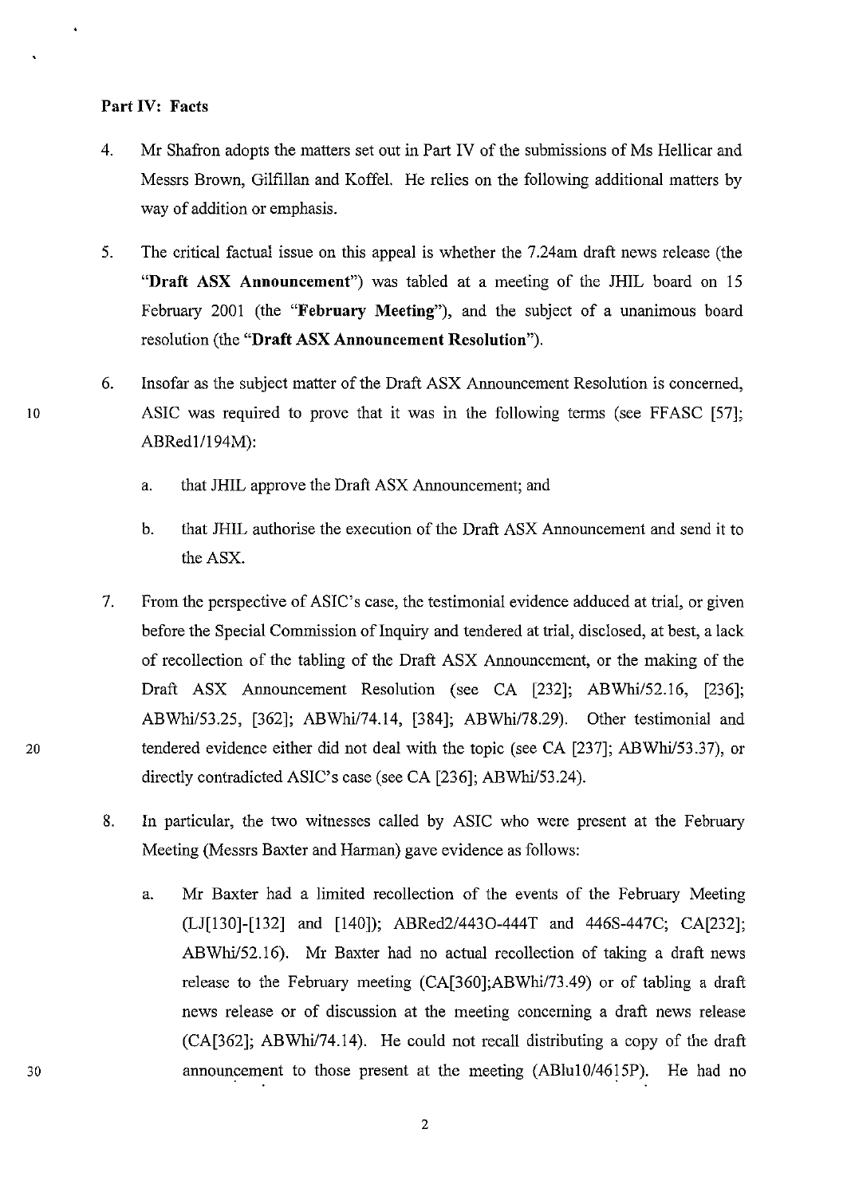**Part IV: Facts**

4. Mr Shafron adopts the matters set out in Part IV of the submissions of Ms Hellicar and Messrs Brown, Gilfillan and Koffel. He relies on the following additional matters by way of addition or emphasis.

5. The critical factual issue on this appeal is whether the 7.24am draft news release (the "**Draft ASX Announcement**") was tabled at a meeting of the JHIL board on 15 February 2001 (the "**February Meeting**"), and the subject of a unanimous board resolution (the "**Draft ASX Announcement Resolution**").

6. Insofar as the subject matter of the Draft ASX Announcement Resolution is concerned, ASIC was required to prove that it was in the following terms (see FFASC [57]; ABRed1/194M):

   a. that JHIL approve the Draft ASX Announcement; and

   b. that JHIL authorise the execution of the Draft ASX Announcement and send it to the ASX.

7. From the perspective of ASIC's case, the testimonial evidence adduced at trial, or given before the Special Commission of Inquiry and tendered at trial, disclosed, at best, a lack of recollection of the tabling of the Draft ASX Announcement, or the making of the Draft ASX Announcement Resolution (see CA [232]; ABWhi/52.16, [236]; ABWhi/53.25, [362]; ABWhi/74.14, [384]; ABWhi/78.29). Other testimonial and tendered evidence either did not deal with the topic (see CA [237]; ABWhi/53.37), or directly contradicted ASIC's case (see CA [236]; ABWhi/53.24).

8. In particular, the two witnesses called by ASIC who were present at the February Meeting (Messrs Baxter and Harman) gave evidence as follows:

   a. Mr Baxter had a limited recollection of the events of the February Meeting (LJ[130]-[132] and [140]); ABRed2/443O-444T and 446S-447C; CA[232]; ABWhi/52.16). Mr Baxter had no actual recollection of taking a draft news release to the February meeting (CA[360];ABWhi/73.49) or of tabling a draft news release or of discussion at the meeting concerning a draft news release (CA[362]; ABWhi/74.14). He could not recall distributing a copy of the draft announcement to those present at the meeting (ABlu10/4615P). He had no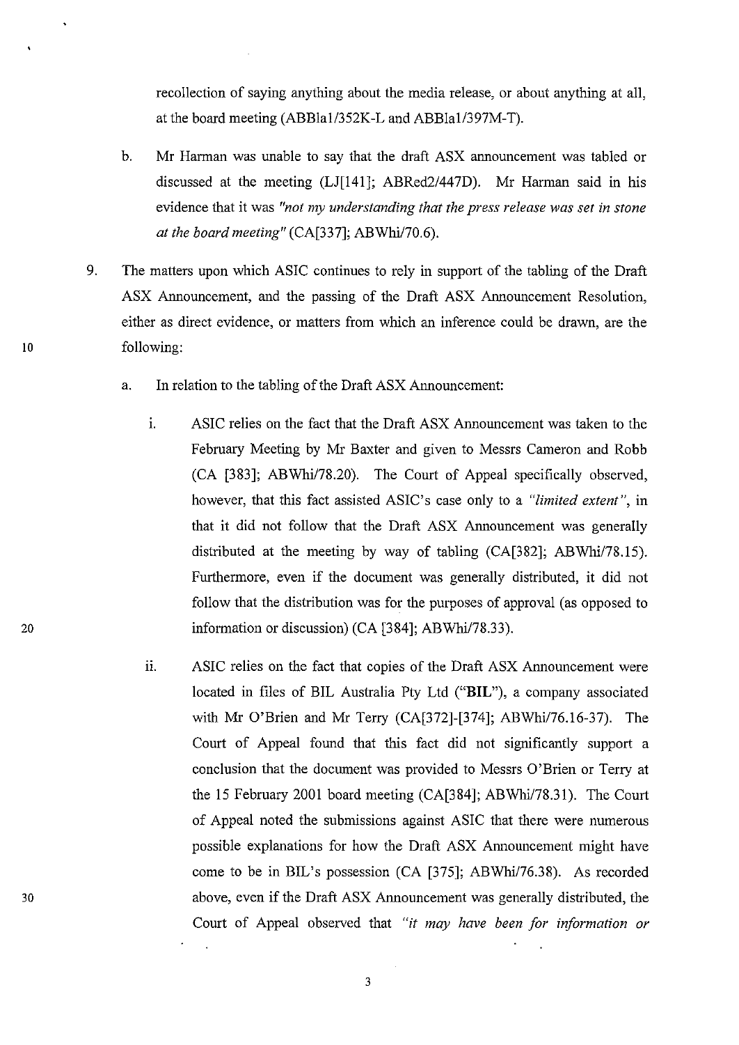recollection of saying anything about the media release, or about anything at all, at the board meeting (ABBla1/352K-L and ABBla1/397M-T).

b. Mr Harman was unable to say that the draft ASX announcement was tabled or discussed at the meeting (LJ[141]; ABRed2/447D). Mr Harman said in his evidence that it was *"not my understanding that the press release was set in stone at the board meeting"* (CA[337]; ABWhi/70.6).

9. The matters upon which ASIC continues to rely in support of the tabling of the Draft ASX Announcement, and the passing of the Draft ASX Announcement Resolution, either as direct evidence, or matters from which an inference could be drawn, are the following:

   a. In relation to the tabling of the Draft ASX Announcement:

      i. ASIC relies on the fact that the Draft ASX Announcement was taken to the February Meeting by Mr Baxter and given to Messrs Cameron and Robb (CA [383]; ABWhi/78.20). The Court of Appeal specifically observed, however, that this fact assisted ASIC's case only to a *"limited extent"*, in that it did not follow that the Draft ASX Announcement was generally distributed at the meeting by way of tabling (CA[382]; ABWhi/78.15). Furthermore, even if the document was generally distributed, it did not follow that the distribution was for the purposes of approval (as opposed to information or discussion) (CA [384]; ABWhi/78.33).

      ii. ASIC relies on the fact that copies of the Draft ASX Announcement were located in files of BIL Australia Pty Ltd ("**BIL**"), a company associated with Mr O'Brien and Mr Terry (CA[372]-[374]; ABWhi/76.16-37). The Court of Appeal found that this fact did not significantly support a conclusion that the document was provided to Messrs O'Brien or Terry at the 15 February 2001 board meeting (CA[384]; ABWhi/78.31). The Court of Appeal noted the submissions against ASIC that there were numerous possible explanations for how the Draft ASX Announcement might have come to be in BIL's possession (CA [375]; ABWhi/76.38). As recorded above, even if the Draft ASX Announcement was generally distributed, the Court of Appeal observed that *"it may have been for information or*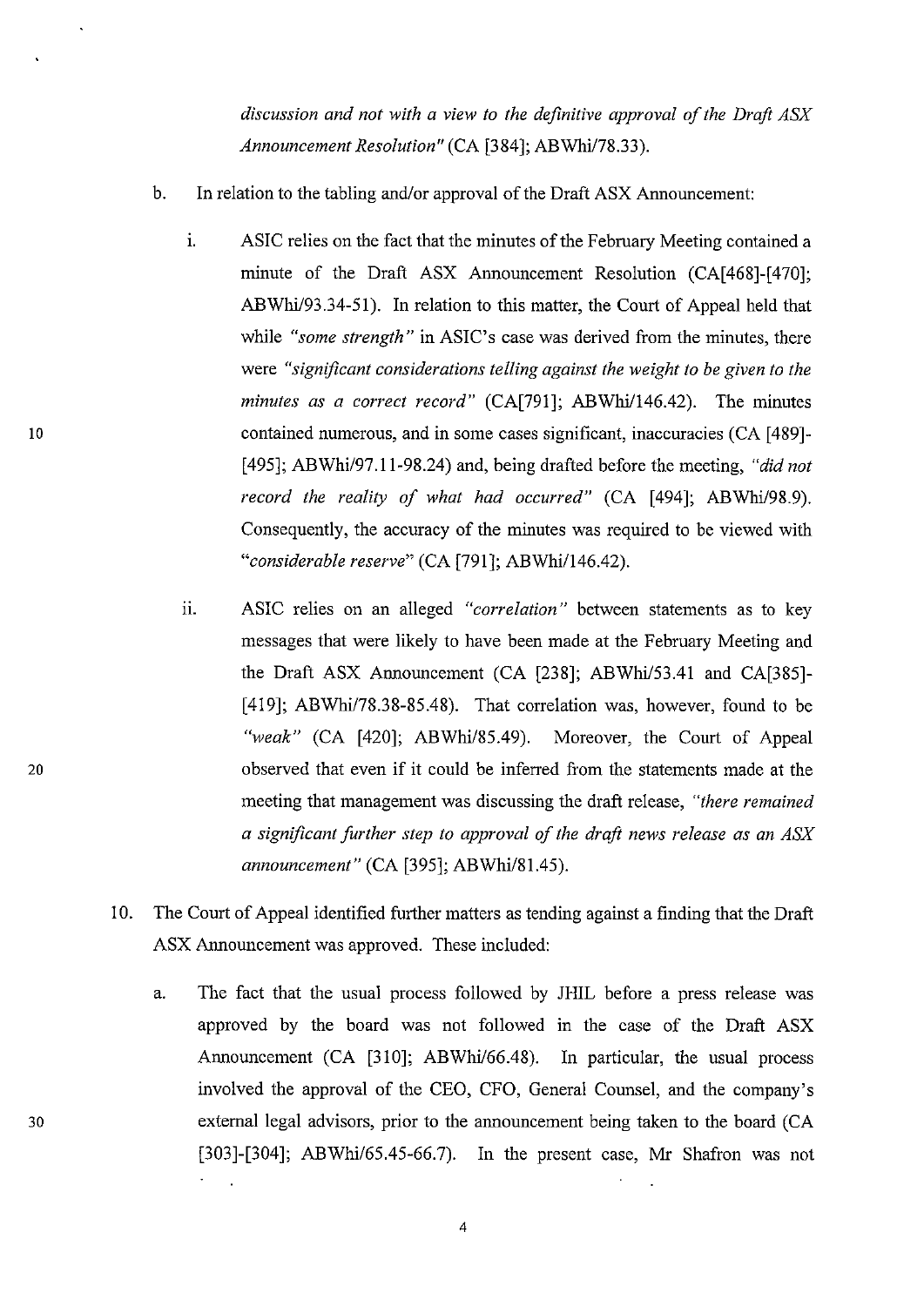*discussion and not with a view to the definitive approval of the Draft ASX Announcement Resolution"* (CA [384]; ABWhi/78.33).

b. In relation to the tabling and/or approval of the Draft ASX Announcement:

   i. ASIC relies on the fact that the minutes of the February Meeting contained a minute of the Draft ASX Announcement Resolution (CA[468]-[470]; ABWhi/93.34-51). In relation to this matter, the Court of Appeal held that while *"some strength"* in ASIC's case was derived from the minutes, there were *"significant considerations telling against the weight to be given to the minutes as a correct record"* (CA[791]; ABWhi/146.42). The minutes contained numerous, and in some cases significant, inaccuracies (CA [489]-[495]; ABWhi/97.11-98.24) and, being drafted before the meeting, *"did not record the reality of what had occurred"* (CA [494]; ABWhi/98.9). Consequently, the accuracy of the minutes was required to be viewed with *"considerable reserve"* (CA [791]; ABWhi/146.42).

   ii. ASIC relies on an alleged *"correlation"* between statements as to key messages that were likely to have been made at the February Meeting and the Draft ASX Announcement (CA [238]; ABWhi/53.41 and CA[385]-[419]; ABWhi/78.38-85.48). That correlation was, however, found to be *"weak"* (CA [420]; ABWhi/85.49). Moreover, the Court of Appeal observed that even if it could be inferred from the statements made at the meeting that management was discussing the draft release, *"there remained a significant further step to approval of the draft news release as an ASX announcement"* (CA [395]; ABWhi/81.45).

10. The Court of Appeal identified further matters as tending against a finding that the Draft ASX Announcement was approved. These included:

   a. The fact that the usual process followed by JHIL before a press release was approved by the board was not followed in the case of the Draft ASX Announcement (CA [310]; ABWhi/66.48). In particular, the usual process involved the approval of the CEO, CFO, General Counsel, and the company's external legal advisors, prior to the announcement being taken to the board (CA [303]-[304]; ABWhi/65.45-66.7). In the present case, Mr Shafron was not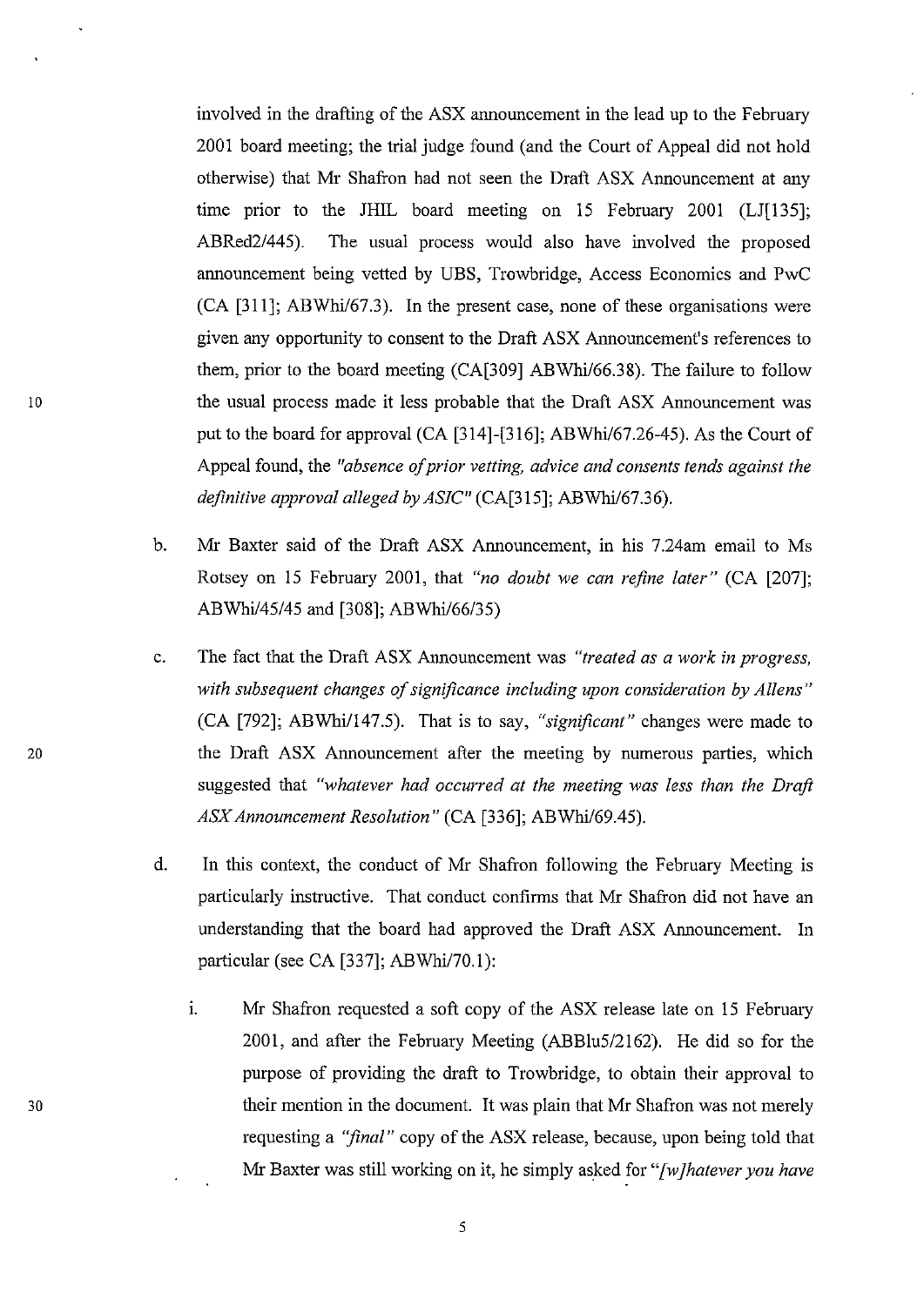involved in the drafting of the ASX announcement in the lead up to the February 2001 board meeting; the trial judge found (and the Court of Appeal did not hold otherwise) that Mr Shafron had not seen the Draft ASX Announcement at any time prior to the JHIL board meeting on 15 February 2001 (LJ[135]; ABRed2/445). The usual process would also have involved the proposed announcement being vetted by UBS, Trowbridge, Access Economics and PwC (CA [311]; ABWhi/67.3). In the present case, none of these organisations were given any opportunity to consent to the Draft ASX Announcement's references to them, prior to the board meeting (CA[309] ABWhi/66.38). The failure to follow the usual process made it less probable that the Draft ASX Announcement was put to the board for approval (CA [314]-[316]; ABWhi/67.26-45). As the Court of Appeal found, the *"absence of prior vetting, advice and consents tends against the definitive approval alleged by ASIC"* (CA[315]; ABWhi/67.36).

b. Mr Baxter said of the Draft ASX Announcement, in his 7.24am email to Ms Rotsey on 15 February 2001, that *"no doubt we can refine later"* (CA [207]; ABWhi/45/45 and [308]; ABWhi/66/35)

c. The fact that the Draft ASX Announcement was *"treated as a work in progress, with subsequent changes of significance including upon consideration by Allens"* (CA [792]; ABWhi/147.5). That is to say, *"significant"* changes were made to the Draft ASX Announcement after the meeting by numerous parties, which suggested that *"whatever had occurred at the meeting was less than the Draft ASX Announcement Resolution"* (CA [336]; ABWhi/69.45).

d. In this context, the conduct of Mr Shafron following the February Meeting is particularly instructive. That conduct confirms that Mr Shafron did not have an understanding that the board had approved the Draft ASX Announcement. In particular (see CA [337]; ABWhi/70.1):

   i. Mr Shafron requested a soft copy of the ASX release late on 15 February 2001, and after the February Meeting (ABBlu5/2162). He did so for the purpose of providing the draft to Trowbridge, to obtain their approval to their mention in the document. It was plain that Mr Shafron was not merely requesting a *"final"* copy of the ASX release, because, upon being told that Mr Baxter was still working on it, he simply asked for *"[w]hatever you have*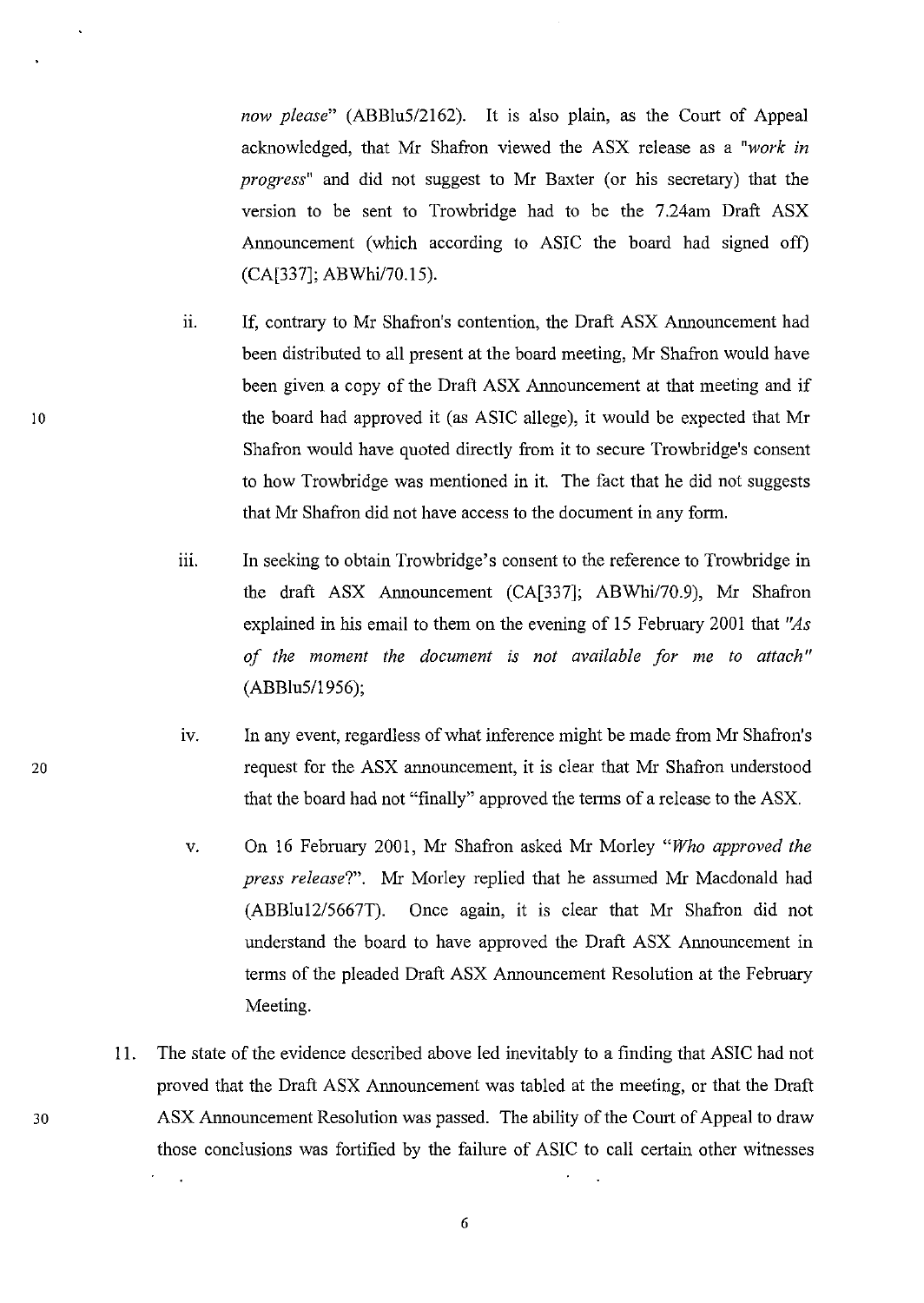*now please*" (ABBlu5/2162). It is also plain, as the Court of Appeal acknowledged, that Mr Shafron viewed the ASX release as a "*work in progress*" and did not suggest to Mr Baxter (or his secretary) that the version to be sent to Trowbridge had to be the 7.24am Draft ASX Announcement (which according to ASIC the board had signed off) (CA[337]; ABWhi/70.15).

ii. If, contrary to Mr Shafron's contention, the Draft ASX Announcement had been distributed to all present at the board meeting, Mr Shafron would have been given a copy of the Draft ASX Announcement at that meeting and if the board had approved it (as ASIC allege), it would be expected that Mr Shafron would have quoted directly from it to secure Trowbridge's consent to how Trowbridge was mentioned in it. The fact that he did not suggests that Mr Shafron did not have access to the document in any form.

iii. In seeking to obtain Trowbridge's consent to the reference to Trowbridge in the draft ASX Announcement (CA[337]; ABWhi/70.9), Mr Shafron explained in his email to them on the evening of 15 February 2001 that "*As of the moment the document is not available for me to attach*" (ABBlu5/1956);

iv. In any event, regardless of what inference might be made from Mr Shafron's request for the ASX announcement, it is clear that Mr Shafron understood that the board had not "finally" approved the terms of a release to the ASX.

v. On 16 February 2001, Mr Shafron asked Mr Morley "*Who approved the press release?*". Mr Morley replied that he assumed Mr Macdonald had (ABBlu12/5667T). Once again, it is clear that Mr Shafron did not understand the board to have approved the Draft ASX Announcement in terms of the pleaded Draft ASX Announcement Resolution at the February Meeting.

11. The state of the evidence described above led inevitably to a finding that ASIC had not proved that the Draft ASX Announcement was tabled at the meeting, or that the Draft ASX Announcement Resolution was passed. The ability of the Court of Appeal to draw those conclusions was fortified by the failure of ASIC to call certain other witnesses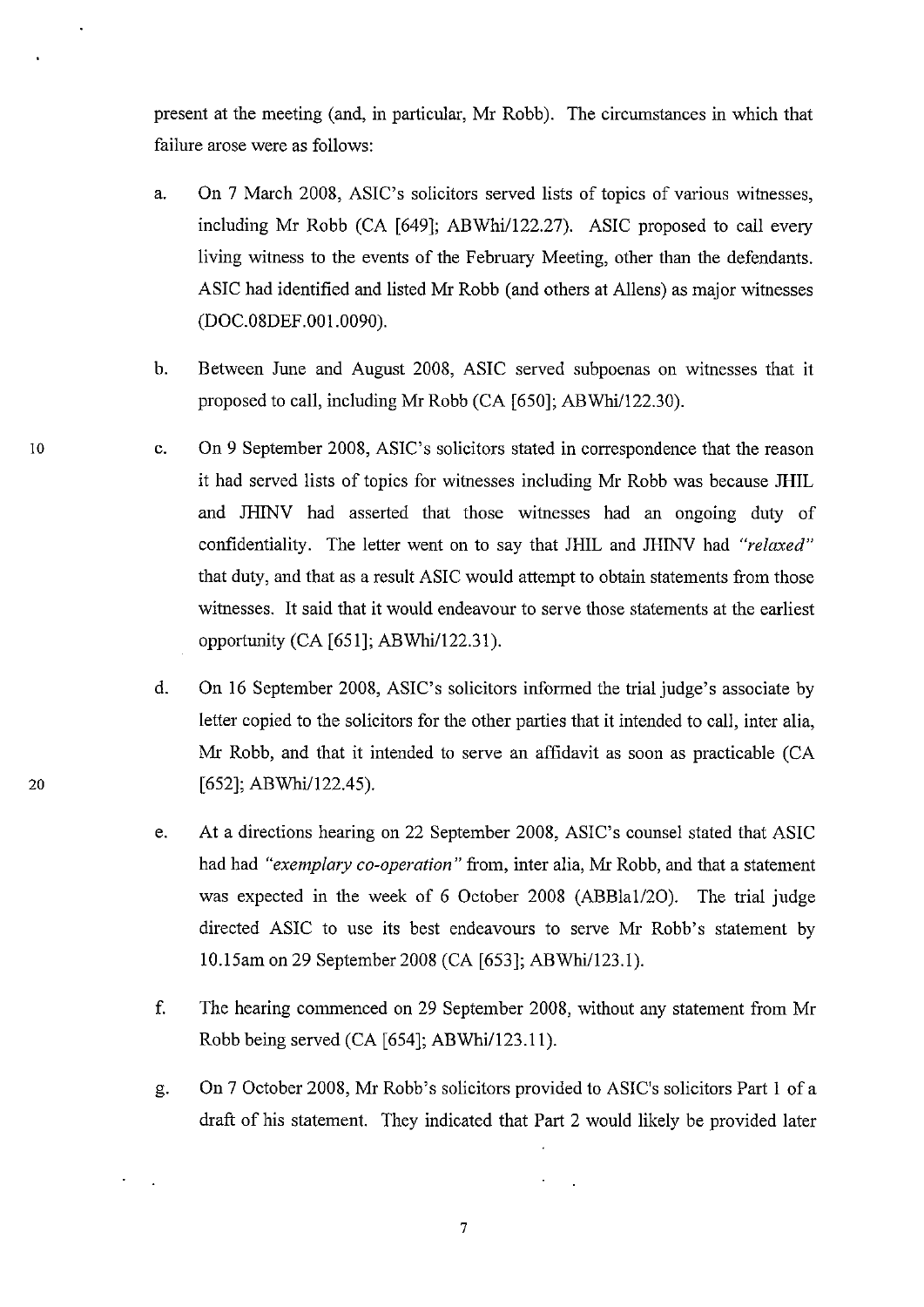present at the meeting (and, in particular, Mr Robb). The circumstances in which that failure arose were as follows:

a. On 7 March 2008, ASIC's solicitors served lists of topics of various witnesses, including Mr Robb (CA [649]; ABWhi/122.27). ASIC proposed to call every living witness to the events of the February Meeting, other than the defendants. ASIC had identified and listed Mr Robb (and others at Allens) as major witnesses (DOC.08DEF.001.0090).

b. Between June and August 2008, ASIC served subpoenas on witnesses that it proposed to call, including Mr Robb (CA [650]; ABWhi/122.30).

c. On 9 September 2008, ASIC's solicitors stated in correspondence that the reason it had served lists of topics for witnesses including Mr Robb was because JHIL and JHINV had asserted that those witnesses had an ongoing duty of confidentiality. The letter went on to say that JHIL and JHINV had *"relaxed"* that duty, and that as a result ASIC would attempt to obtain statements from those witnesses. It said that it would endeavour to serve those statements at the earliest opportunity (CA [651]; ABWhi/122.31).

d. On 16 September 2008, ASIC's solicitors informed the trial judge's associate by letter copied to the solicitors for the other parties that it intended to call, inter alia, Mr Robb, and that it intended to serve an affidavit as soon as practicable (CA [652]; ABWhi/122.45).

e. At a directions hearing on 22 September 2008, ASIC's counsel stated that ASIC had had *"exemplary co-operation"* from, inter alia, Mr Robb, and that a statement was expected in the week of 6 October 2008 (ABBla1/20). The trial judge directed ASIC to use its best endeavours to serve Mr Robb's statement by 10.15am on 29 September 2008 (CA [653]; ABWhi/123.1).

f. The hearing commenced on 29 September 2008, without any statement from Mr Robb being served (CA [654]; ABWhi/123.11).

g. On 7 October 2008, Mr Robb's solicitors provided to ASIC's solicitors Part 1 of a draft of his statement. They indicated that Part 2 would likely be provided later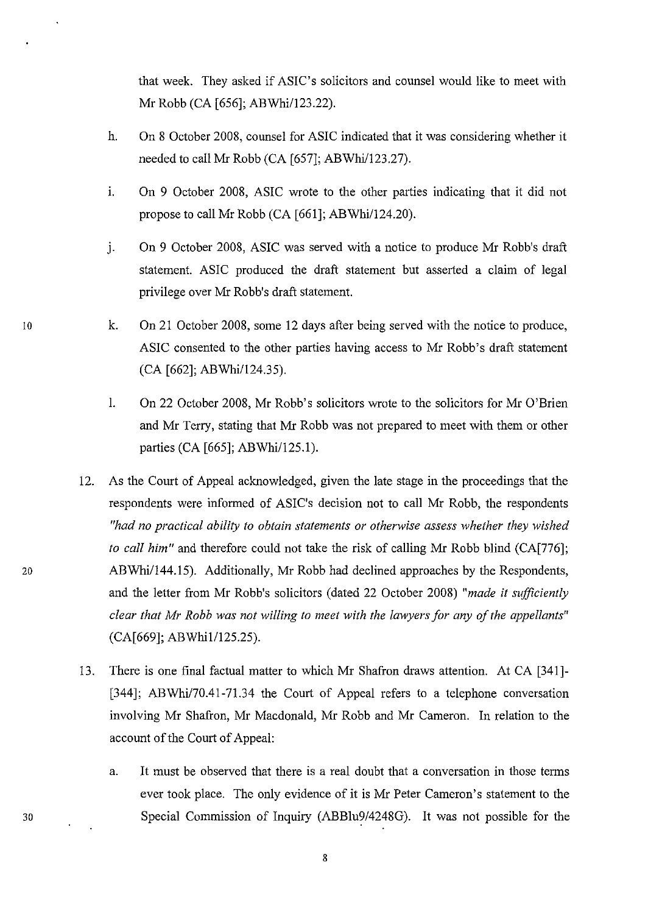that week. They asked if ASIC's solicitors and counsel would like to meet with Mr Robb (CA [656]; ABWhi/123.22).

h. On 8 October 2008, counsel for ASIC indicated that it was considering whether it needed to call Mr Robb (CA [657]; ABWhi/123.27).

i. On 9 October 2008, ASIC wrote to the other parties indicating that it did not propose to call Mr Robb (CA [661]; ABWhi/124.20).

j. On 9 October 2008, ASIC was served with a notice to produce Mr Robb's draft statement. ASIC produced the draft statement but asserted a claim of legal privilege over Mr Robb's draft statement.

k. On 21 October 2008, some 12 days after being served with the notice to produce, ASIC consented to the other parties having access to Mr Robb's draft statement (CA [662]; ABWhi/124.35).

l. On 22 October 2008, Mr Robb's solicitors wrote to the solicitors for Mr O'Brien and Mr Terry, stating that Mr Robb was not prepared to meet with them or other parties (CA [665]; ABWhi/125.1).

12. As the Court of Appeal acknowledged, given the late stage in the proceedings that the respondents were informed of ASIC's decision not to call Mr Robb, the respondents *"had no practical ability to obtain statements or otherwise assess whether they wished to call him"* and therefore could not take the risk of calling Mr Robb blind (CA[776]; ABWhi/144.15). Additionally, Mr Robb had declined approaches by the Respondents, and the letter from Mr Robb's solicitors (dated 22 October 2008) *"made it sufficiently clear that Mr Robb was not willing to meet with the lawyers for any of the appellants"* (CA[669]; ABWhil/125.25).

13. There is one final factual matter to which Mr Shafron draws attention. At CA [341]-[344]; ABWhi/70.41-71.34 the Court of Appeal refers to a telephone conversation involving Mr Shafron, Mr Macdonald, Mr Robb and Mr Cameron. In relation to the account of the Court of Appeal:

    a. It must be observed that there is a real doubt that a conversation in those terms ever took place. The only evidence of it is Mr Peter Cameron's statement to the Special Commission of Inquiry (ABBlu9/4248G). It was not possible for the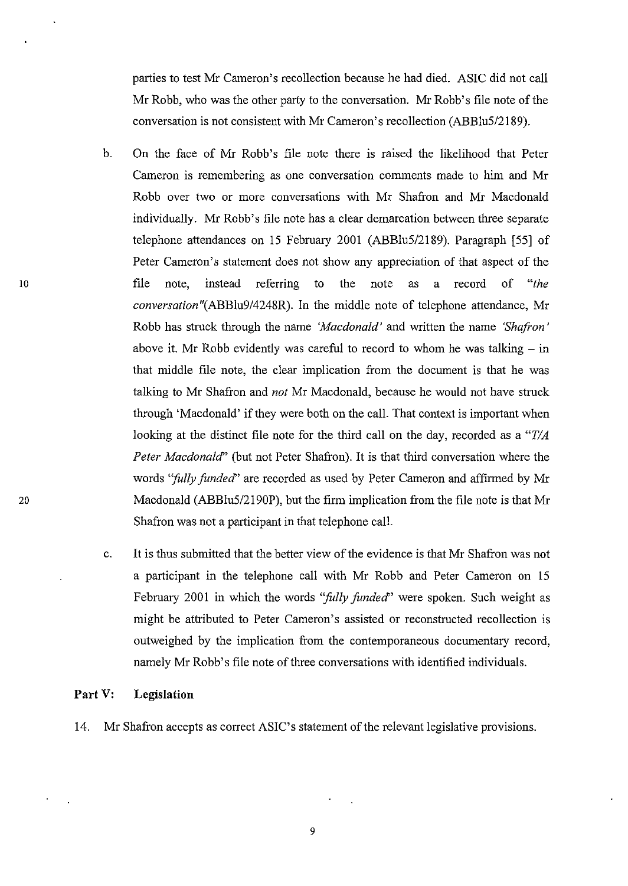parties to test Mr Cameron's recollection because he had died. ASIC did not call Mr Robb, who was the other party to the conversation. Mr Robb's file note of the conversation is not consistent with Mr Cameron's recollection (ABBlu5/2189).

b. On the face of Mr Robb's file note there is raised the likelihood that Peter Cameron is remembering as one conversation comments made to him and Mr Robb over two or more conversations with Mr Shafron and Mr Macdonald individually. Mr Robb's file note has a clear demarcation between three separate telephone attendances on 15 February 2001 (ABBlu5/2189). Paragraph [55] of Peter Cameron's statement does not show any appreciation of that aspect of the file note, instead referring to the note as a record of *"the conversation"*(ABBlu9/4248R). In the middle note of telephone attendance, Mr Robb has struck through the name *'Macdonald'* and written the name *'Shafron'* above it. Mr Robb evidently was careful to record to whom he was talking – in that middle file note, the clear implication from the document is that he was talking to Mr Shafron and *not* Mr Macdonald, because he would not have struck through 'Macdonald' if they were both on the call. That context is important when looking at the distinct file note for the third call on the day, recorded as a *"T/A Peter Macdonald"* (but not Peter Shafron). It is that third conversation where the words *"fully funded"* are recorded as used by Peter Cameron and affirmed by Mr Macdonald (ABBlu5/2190P), but the firm implication from the file note is that Mr Shafron was not a participant in that telephone call.

c. It is thus submitted that the better view of the evidence is that Mr Shafron was not a participant in the telephone call with Mr Robb and Peter Cameron on 15 February 2001 in which the words *"fully funded"* were spoken. Such weight as might be attributed to Peter Cameron's assisted or reconstructed recollection is outweighed by the implication from the contemporaneous documentary record, namely Mr Robb's file note of three conversations with identified individuals.

**Part V: Legislation**

14. Mr Shafron accepts as correct ASIC's statement of the relevant legislative provisions.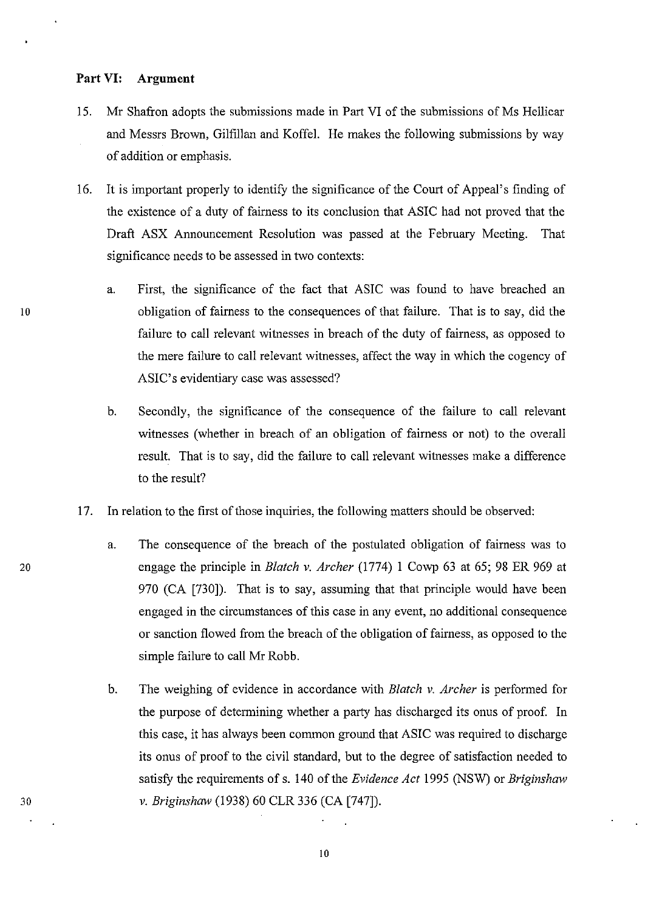## Part VI: Argument

15. Mr Shafron adopts the submissions made in Part VI of the submissions of Ms Hellicar and Messrs Brown, Gilfillan and Koffel. He makes the following submissions by way of addition or emphasis.

16. It is important properly to identify the significance of the Court of Appeal's finding of the existence of a duty of fairness to its conclusion that ASIC had not proved that the Draft ASX Announcement Resolution was passed at the February Meeting. That significance needs to be assessed in two contexts:

    a. First, the significance of the fact that ASIC was found to have breached an obligation of fairness to the consequences of that failure. That is to say, did the failure to call relevant witnesses in breach of the duty of fairness, as opposed to the mere failure to call relevant witnesses, affect the way in which the cogency of ASIC's evidentiary case was assessed?

    b. Secondly, the significance of the consequence of the failure to call relevant witnesses (whether in breach of an obligation of fairness or not) to the overall result. That is to say, did the failure to call relevant witnesses make a difference to the result?

17. In relation to the first of those inquiries, the following matters should be observed:

    a. The consequence of the breach of the postulated obligation of fairness was to engage the principle in *Blatch v. Archer* (1774) 1 Cowp 63 at 65; 98 ER 969 at 970 (CA [730]). That is to say, assuming that that principle would have been engaged in the circumstances of this case in any event, no additional consequence or sanction flowed from the breach of the obligation of fairness, as opposed to the simple failure to call Mr Robb.

    b. The weighing of evidence in accordance with *Blatch v. Archer* is performed for the purpose of determining whether a party has discharged its onus of proof. In this case, it has always been common ground that ASIC was required to discharge its onus of proof to the civil standard, but to the degree of satisfaction needed to satisfy the requirements of s. 140 of the *Evidence Act* 1995 (NSW) or *Briginshaw v. Briginshaw* (1938) 60 CLR 336 (CA [747]).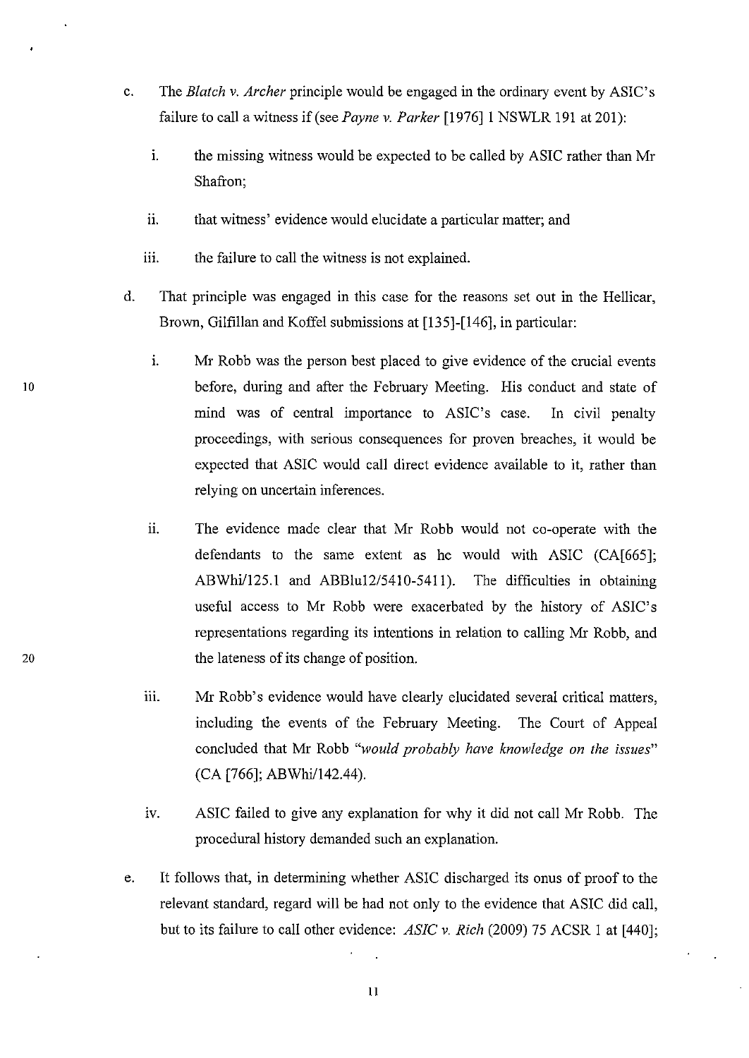c. The *Blatch v. Archer* principle would be engaged in the ordinary event by ASIC's failure to call a witness if (see *Payne v. Parker* [1976] 1 NSWLR 191 at 201):

   i. the missing witness would be expected to be called by ASIC rather than Mr Shafron;

   ii. that witness' evidence would elucidate a particular matter; and

   iii. the failure to call the witness is not explained.

d. That principle was engaged in this case for the reasons set out in the Hellicar, Brown, Gilfillan and Koffel submissions at [135]-[146], in particular:

   i. Mr Robb was the person best placed to give evidence of the crucial events before, during and after the February Meeting. His conduct and state of mind was of central importance to ASIC's case. In civil penalty proceedings, with serious consequences for proven breaches, it would be expected that ASIC would call direct evidence available to it, rather than relying on uncertain inferences.

   ii. The evidence made clear that Mr Robb would not co-operate with the defendants to the same extent as he would with ASIC (CA[665]; ABWhi/125.1 and ABBlu12/5410-5411). The difficulties in obtaining useful access to Mr Robb were exacerbated by the history of ASIC's representations regarding its intentions in relation to calling Mr Robb, and the lateness of its change of position.

   iii. Mr Robb's evidence would have clearly elucidated several critical matters, including the events of the February Meeting. The Court of Appeal concluded that Mr Robb *"would probably have knowledge on the issues"* (CA [766]; ABWhi/142.44).

   iv. ASIC failed to give any explanation for why it did not call Mr Robb. The procedural history demanded such an explanation.

e. It follows that, in determining whether ASIC discharged its onus of proof to the relevant standard, regard will be had not only to the evidence that ASIC did call, but to its failure to call other evidence: *ASIC v. Rich* (2009) 75 ACSR 1 at [440];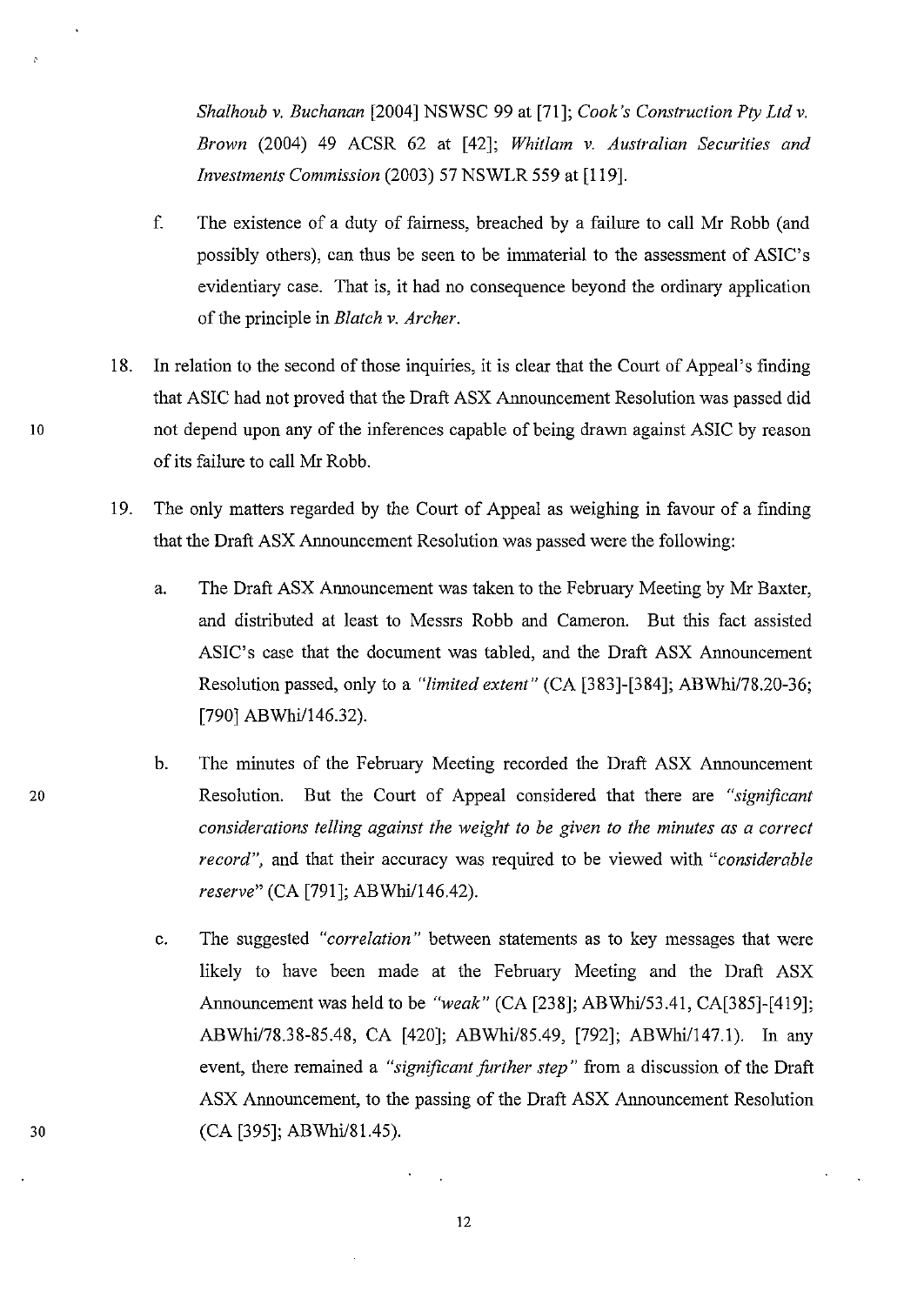*Shalhoub v. Buchanan* [2004] NSWSC 99 at [71]; *Cook's Construction Pty Ltd v. Brown* (2004) 49 ACSR 62 at [42]; *Whitlam v. Australian Securities and Investments Commission* (2003) 57 NSWLR 559 at [119].

f. The existence of a duty of fairness, breached by a failure to call Mr Robb (and possibly others), can thus be seen to be immaterial to the assessment of ASIC's evidentiary case. That is, it had no consequence beyond the ordinary application of the principle in *Blatch v. Archer*.

18. In relation to the second of those inquiries, it is clear that the Court of Appeal's finding that ASIC had not proved that the Draft ASX Announcement Resolution was passed did not depend upon any of the inferences capable of being drawn against ASIC by reason of its failure to call Mr Robb.

19. The only matters regarded by the Court of Appeal as weighing in favour of a finding that the Draft ASX Announcement Resolution was passed were the following:

    a. The Draft ASX Announcement was taken to the February Meeting by Mr Baxter, and distributed at least to Messrs Robb and Cameron. But this fact assisted ASIC's case that the document was tabled, and the Draft ASX Announcement Resolution passed, only to a *"limited extent"* (CA [383]-[384]; ABWhi/78.20-36; [790] ABWhi/146.32).

    b. The minutes of the February Meeting recorded the Draft ASX Announcement Resolution. But the Court of Appeal considered that there are *"significant considerations telling against the weight to be given to the minutes as a correct record"*, and that their accuracy was required to be viewed with *"considerable reserve"* (CA [791]; ABWhi/146.42).

    c. The suggested *"correlation"* between statements as to key messages that were likely to have been made at the February Meeting and the Draft ASX Announcement was held to be *"weak"* (CA [238]; ABWhi/53.41, CA[385]-[419]; ABWhi/78.38-85.48, CA [420]; ABWhi/85.49, [792]; ABWhi/147.1). In any event, there remained a *"significant further step"* from a discussion of the Draft ASX Announcement, to the passing of the Draft ASX Announcement Resolution (CA [395]; ABWhi/81.45).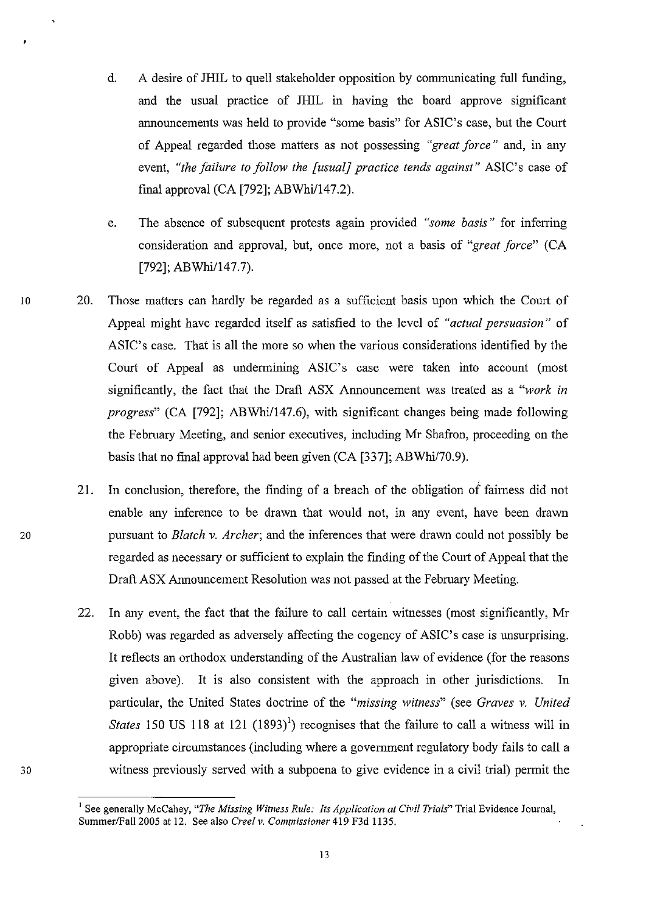d. A desire of JHIL to quell stakeholder opposition by communicating full funding, and the usual practice of JHIL in having the board approve significant announcements was held to provide "some basis" for ASIC's case, but the Court of Appeal regarded those matters as not possessing *"great force"* and, in any event, *"the failure to follow the [usual] practice tends against"* ASIC's case of final approval (CA [792]; ABWhi/147.2).

e. The absence of subsequent protests again provided *"some basis"* for inferring consideration and approval, but, once more, not a basis of *"great force"* (CA [792]; ABWhi/147.7).

20. Those matters can hardly be regarded as a sufficient basis upon which the Court of Appeal might have regarded itself as satisfied to the level of *"actual persuasion"* of ASIC's case. That is all the more so when the various considerations identified by the Court of Appeal as undermining ASIC's case were taken into account (most significantly, the fact that the Draft ASX Announcement was treated as a *"work in progress"* (CA [792]; ABWhi/147.6), with significant changes being made following the February Meeting, and senior executives, including Mr Shafron, proceeding on the basis that no final approval had been given (CA [337]; ABWhi/70.9).

21. In conclusion, therefore, the finding of a breach of the obligation of fairness did not enable any inference to be drawn that would not, in any event, have been drawn pursuant to *Blatch v. Archer*; and the inferences that were drawn could not possibly be regarded as necessary or sufficient to explain the finding of the Court of Appeal that the Draft ASX Announcement Resolution was not passed at the February Meeting.

22. In any event, the fact that the failure to call certain witnesses (most significantly, Mr Robb) was regarded as adversely affecting the cogency of ASIC's case is unsurprising. It reflects an orthodox understanding of the Australian law of evidence (for the reasons given above). It is also consistent with the approach in other jurisdictions. In particular, the United States doctrine of the *"missing witness"* (see *Graves v. United States* 150 US 118 at 121 (1893)[1]) recognises that the failure to call a witness will in appropriate circumstances (including where a government regulatory body fails to call a witness previously served with a subpoena to give evidence in a civil trial) permit the

---

[1] See generally McCahey, *"The Missing Witness Rule: Its Application at Civil Trials"* Trial Evidence Journal, Summer/Fall 2005 at 12. See also *Creel v. Commissioner* 419 F3d 1135.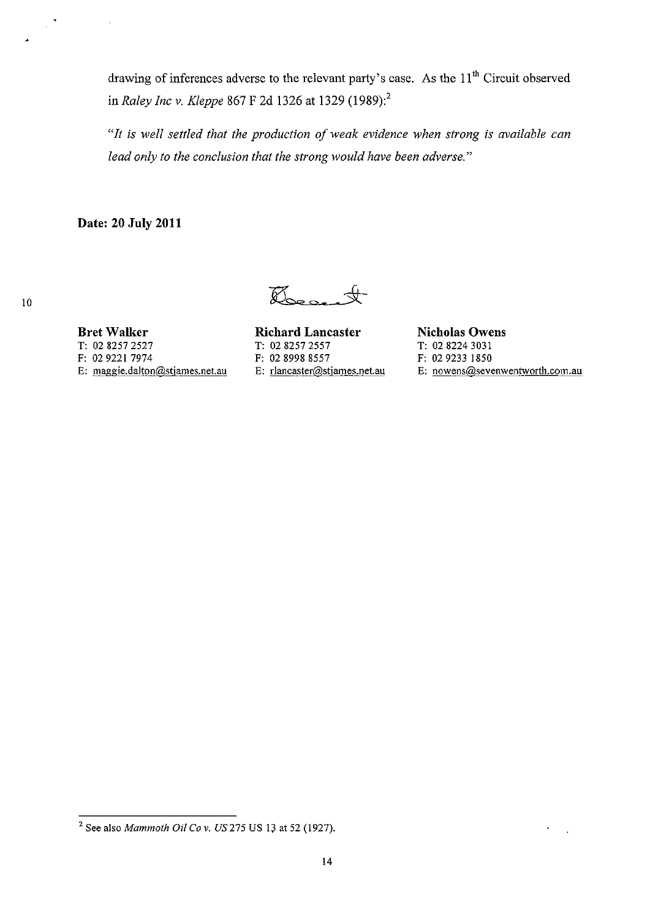drawing of inferences adverse to the relevant party's case. As the 11th Circuit observed in *Raley Inc v. Kleppe* 867 F 2d 1326 at 1329 (1989):[2]

*"It is well settled that the production of weak evidence when strong is available can lead only to the conclusion that the strong would have been adverse."*

**Date: 20 July 2011**

| **Bret Walker** | **Richard Lancaster** | **Nicholas Owens** |
| --- | --- | --- |
| T: 02 8257 2527 | T: 02 8257 2557 | T: 02 8224 3031 |
| F: 02 9221 7974 | F: 02 8998 8557 | F: 02 9233 1850 |
| E: maggie.dalton@stjames.net.au | E: rlancaster@stjames.net.au | E: nowens@sevenwentworth.com.au |

[2] See also *Mammoth Oil Co v. US* 275 US 13 at 52 (1927).